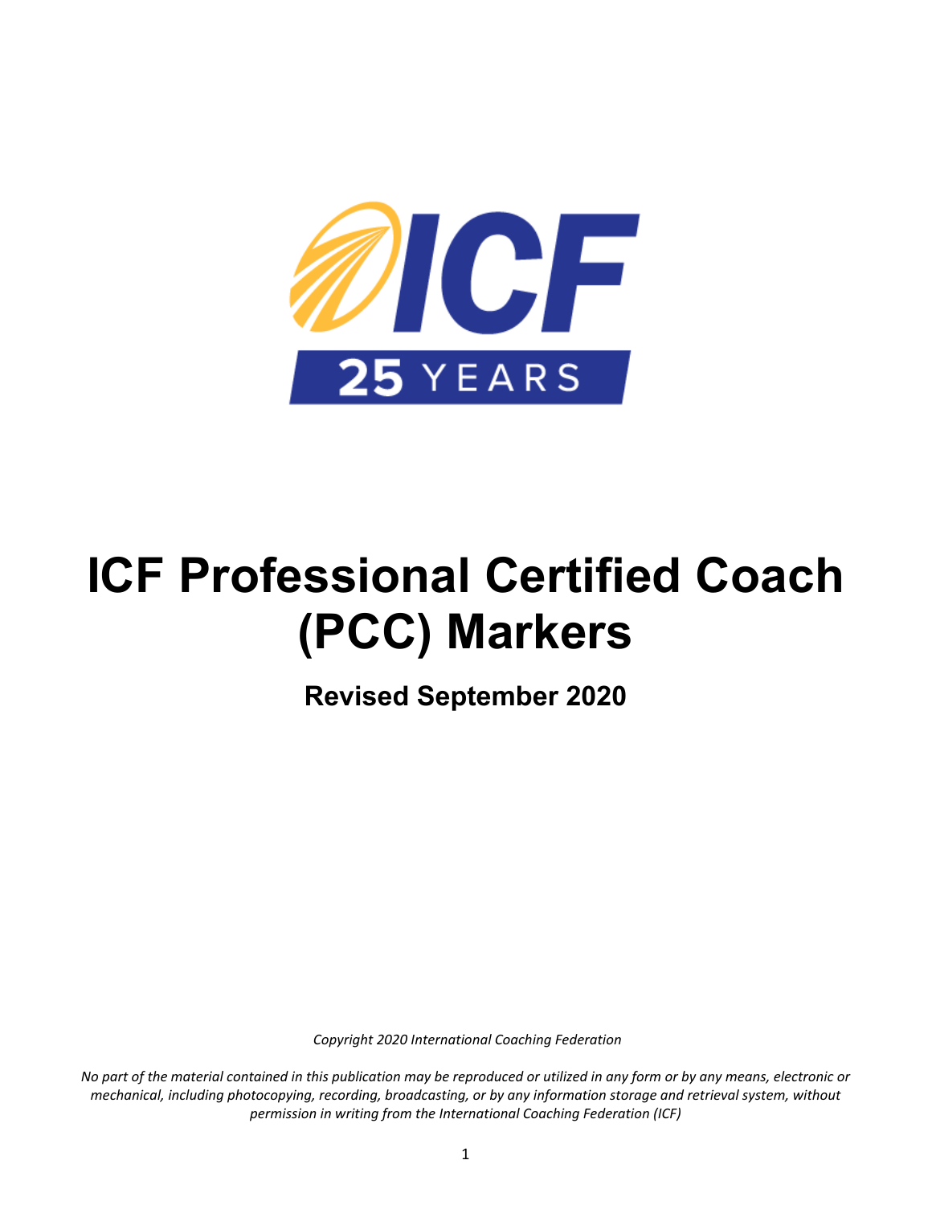# ICF Professional Certified Coach (PCC) Markers

**Revised September 2020**

*Copyright 2020 International Coaching Federation*

*No part of the material contained in this publication may be reproduced or utilized in any form or by any means, electronic or mechanical, including photocopying, recording, broadcasting, or by any information storage and retrieval system, without permission in writing from the International Coaching Federation (ICF)*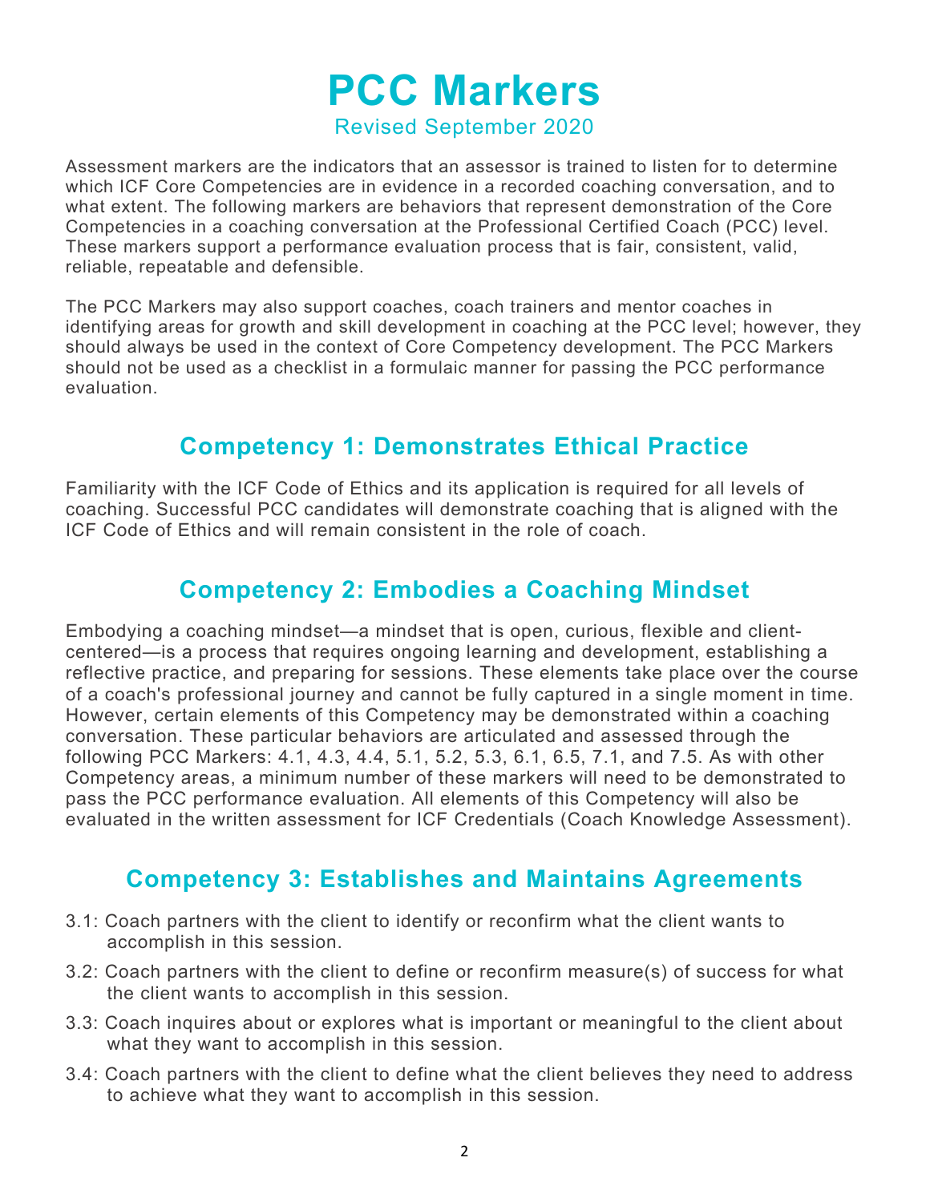# PCC Markers

Revised September 2020

Assessment markers are the indicators that an assessor is trained to listen for to determine which ICF Core Competencies are in evidence in a recorded coaching conversation, and to what extent. The following markers are behaviors that represent demonstration of the Core Competencies in a coaching conversation at the Professional Certified Coach (PCC) level. These markers support a performance evaluation process that is fair, consistent, valid, reliable, repeatable and defensible.

The PCC Markers may also support coaches, coach trainers and mentor coaches in identifying areas for growth and skill development in coaching at the PCC level; however, they should always be used in the context of Core Competency development. The PCC Markers should not be used as a checklist in a formulaic manner for passing the PCC performance evaluation.

## Competency 1: Demonstrates Ethical Practice

Familiarity with the ICF Code of Ethics and its application is required for all levels of coaching. Successful PCC candidates will demonstrate coaching that is aligned with the ICF Code of Ethics and will remain consistent in the role of coach.

## Competency 2: Embodies a Coaching Mindset

Embodying a coaching mindset—a mindset that is open, curious, flexible and client-centered—is a process that requires ongoing learning and development, establishing a reflective practice, and preparing for sessions. These elements take place over the course of a coach's professional journey and cannot be fully captured in a single moment in time. However, certain elements of this Competency may be demonstrated within a coaching conversation. These particular behaviors are articulated and assessed through the following PCC Markers: 4.1, 4.3, 4.4, 5.1, 5.2, 5.3, 6.1, 6.5, 7.1, and 7.5. As with other Competency areas, a minimum number of these markers will need to be demonstrated to pass the PCC performance evaluation. All elements of this Competency will also be evaluated in the written assessment for ICF Credentials (Coach Knowledge Assessment).

## Competency 3: Establishes and Maintains Agreements

- 3.1: Coach partners with the client to identify or reconfirm what the client wants to accomplish in this session.
- 3.2: Coach partners with the client to define or reconfirm measure(s) of success for what the client wants to accomplish in this session.
- 3.3: Coach inquires about or explores what is important or meaningful to the client about what they want to accomplish in this session.
- 3.4: Coach partners with the client to define what the client believes they need to address to achieve what they want to accomplish in this session.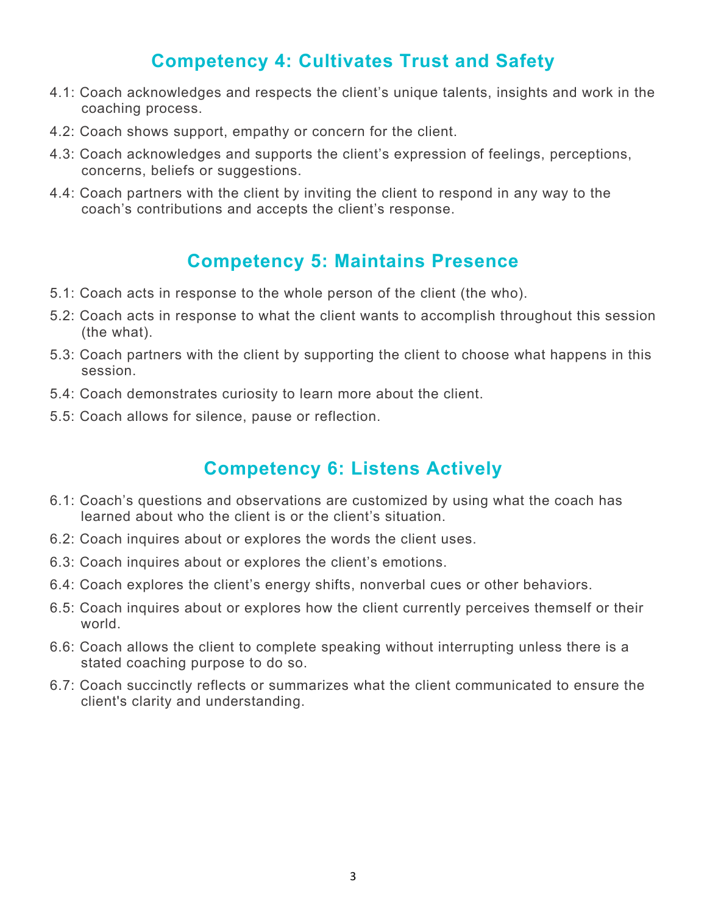## Competency 4: Cultivates Trust and Safety

4.1: Coach acknowledges and respects the client's unique talents, insights and work in the coaching process.

4.2: Coach shows support, empathy or concern for the client.

4.3: Coach acknowledges and supports the client's expression of feelings, perceptions, concerns, beliefs or suggestions.

4.4: Coach partners with the client by inviting the client to respond in any way to the coach's contributions and accepts the client's response.

## Competency 5: Maintains Presence

5.1: Coach acts in response to the whole person of the client (the who).

5.2: Coach acts in response to what the client wants to accomplish throughout this session (the what).

5.3: Coach partners with the client by supporting the client to choose what happens in this session.

5.4: Coach demonstrates curiosity to learn more about the client.

5.5: Coach allows for silence, pause or reflection.

## Competency 6: Listens Actively

6.1: Coach's questions and observations are customized by using what the coach has learned about who the client is or the client's situation.

6.2: Coach inquires about or explores the words the client uses.

6.3: Coach inquires about or explores the client's emotions.

6.4: Coach explores the client's energy shifts, nonverbal cues or other behaviors.

6.5: Coach inquires about or explores how the client currently perceives themself or their world.

6.6: Coach allows the client to complete speaking without interrupting unless there is a stated coaching purpose to do so.

6.7: Coach succinctly reflects or summarizes what the client communicated to ensure the client's clarity and understanding.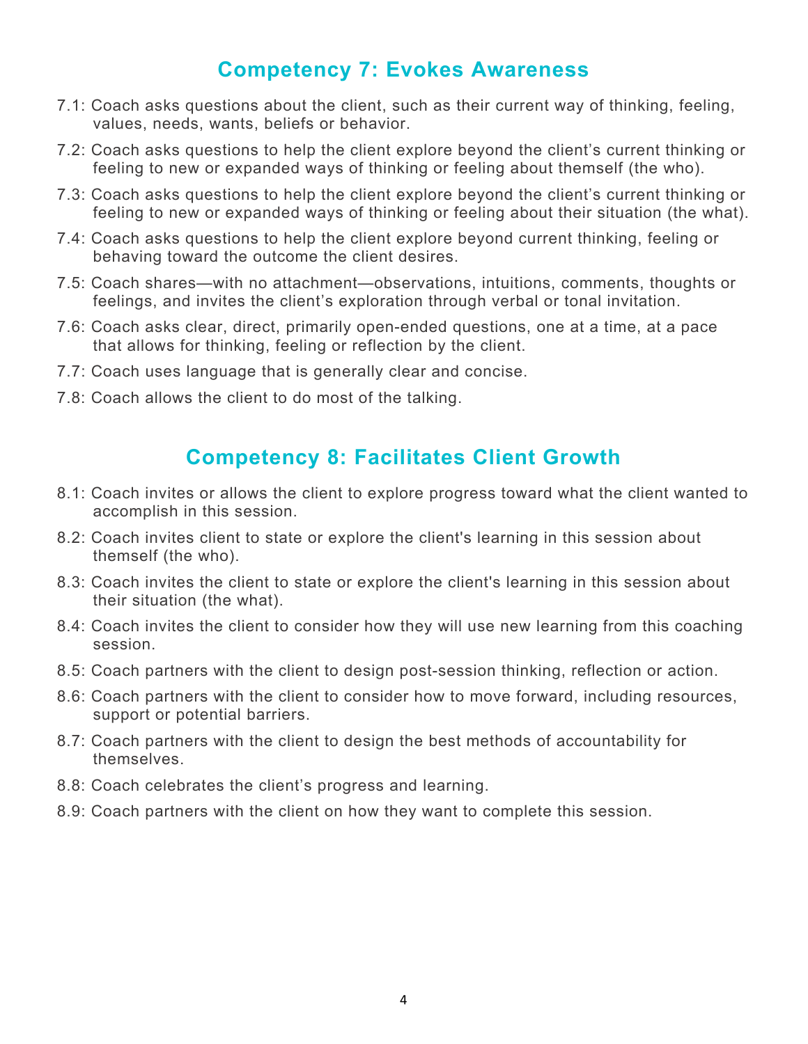## Competency 7: Evokes Awareness

7.1: Coach asks questions about the client, such as their current way of thinking, feeling, values, needs, wants, beliefs or behavior.

7.2: Coach asks questions to help the client explore beyond the client's current thinking or feeling to new or expanded ways of thinking or feeling about themself (the who).

7.3: Coach asks questions to help the client explore beyond the client's current thinking or feeling to new or expanded ways of thinking or feeling about their situation (the what).

7.4: Coach asks questions to help the client explore beyond current thinking, feeling or behaving toward the outcome the client desires.

7.5: Coach shares—with no attachment—observations, intuitions, comments, thoughts or feelings, and invites the client's exploration through verbal or tonal invitation.

7.6: Coach asks clear, direct, primarily open-ended questions, one at a time, at a pace that allows for thinking, feeling or reflection by the client.

7.7: Coach uses language that is generally clear and concise.

7.8: Coach allows the client to do most of the talking.

## Competency 8: Facilitates Client Growth

8.1: Coach invites or allows the client to explore progress toward what the client wanted to accomplish in this session.

8.2: Coach invites client to state or explore the client's learning in this session about themself (the who).

8.3: Coach invites the client to state or explore the client's learning in this session about their situation (the what).

8.4: Coach invites the client to consider how they will use new learning from this coaching session.

8.5: Coach partners with the client to design post-session thinking, reflection or action.

8.6: Coach partners with the client to consider how to move forward, including resources, support or potential barriers.

8.7: Coach partners with the client to design the best methods of accountability for themselves.

8.8: Coach celebrates the client's progress and learning.

8.9: Coach partners with the client on how they want to complete this session.